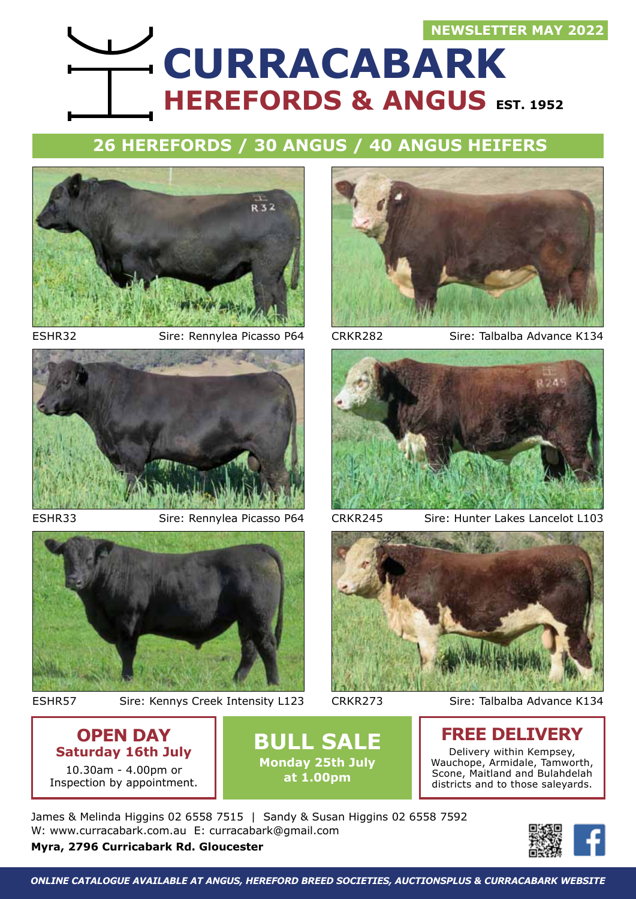NEWSLETTER MAY 2022

# CURRACABARK
## HEREFORDS & ANGUS EST. 1952

## 26 HEREFORDS / 30 ANGUS / 40 ANGUS HEIFERS

ESHR32 Sire: Rennylea Picasso P64

CRKR282 Sire: Talbalba Advance K134

ESHR33 Sire: Rennylea Picasso P64

CRKR245 Sire: Hunter Lakes Lancelot L103

ESHR57 Sire: Kennys Creek Intensity L123

CRKR273 Sire: Talbalba Advance K134

### OPEN DAY
**Saturday 16th July**

10.30am - 4.00pm or Inspection by appointment.

### BULL SALE
**Monday 25th July at 1.00pm**

### FREE DELIVERY
Delivery within Kempsey, Wauchope, Armidale, Tamworth, Scone, Maitland and Bulahdelah districts and to those saleyards.

James & Melinda Higgins 02 6558 7515 | Sandy & Susan Higgins 02 6558 7592

W: www.curracabark.com.au E: curracabark@gmail.com

**Myra, 2796 Curricabark Rd. Gloucester**

*ONLINE CATALOGUE AVAILABLE AT ANGUS, HEREFORD BREED SOCIETIES, AUCTIONSPLUS & CURRACABARK WEBSITE*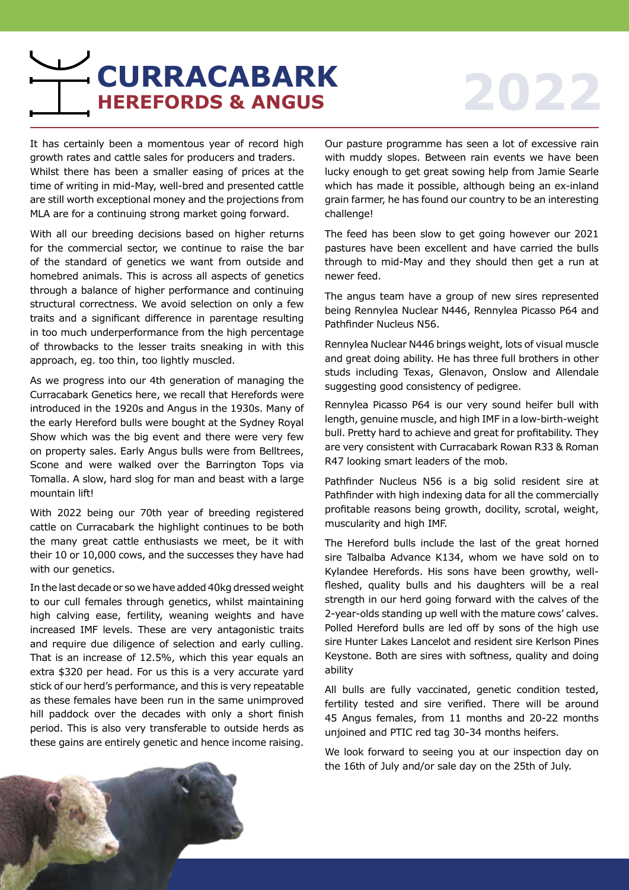# CURRACABARK

## HEREFORDS & ANGUS

# 2022

It has certainly been a momentous year of record high growth rates and cattle sales for producers and traders. Whilst there has been a smaller easing of prices at the time of writing in mid-May, well-bred and presented cattle are still worth exceptional money and the projections from MLA are for a continuing strong market going forward.

With all our breeding decisions based on higher returns for the commercial sector, we continue to raise the bar of the standard of genetics we want from outside and homebred animals. This is across all aspects of genetics through a balance of higher performance and continuing structural correctness. We avoid selection on only a few traits and a significant difference in parentage resulting in too much underperformance from the high percentage of throwbacks to the lesser traits sneaking in with this approach, eg. too thin, too lightly muscled.

As we progress into our 4th generation of managing the Curracabark Genetics here, we recall that Herefords were introduced in the 1920s and Angus in the 1930s. Many of the early Hereford bulls were bought at the Sydney Royal Show which was the big event and there were very few on property sales. Early Angus bulls were from Belltrees, Scone and were walked over the Barrington Tops via Tomalla. A slow, hard slog for man and beast with a large mountain lift!

With 2022 being our 70th year of breeding registered cattle on Curracabark the highlight continues to be both the many great cattle enthusiasts we meet, be it with their 10 or 10,000 cows, and the successes they have had with our genetics.

In the last decade or so we have added 40kg dressed weight to our cull females through genetics, whilst maintaining high calving ease, fertility, weaning weights and have increased IMF levels. These are very antagonistic traits and require due diligence of selection and early culling. That is an increase of 12.5%, which this year equals an extra $320 per head. For us this is a very accurate yard stick of our herd's performance, and this is very repeatable as these females have been run in the same unimproved hill paddock over the decades with only a short finish period. This is also very transferable to outside herds as these gains are entirely genetic and hence income raising.

Our pasture programme has seen a lot of excessive rain with muddy slopes. Between rain events we have been lucky enough to get great sowing help from Jamie Searle which has made it possible, although being an ex-inland grain farmer, he has found our country to be an interesting challenge!

The feed has been slow to get going however our 2021 pastures have been excellent and have carried the bulls through to mid-May and they should then get a run at newer feed.

The angus team have a group of new sires represented being Rennylea Nuclear N446, Rennylea Picasso P64 and Pathfinder Nucleus N56.

Rennylea Nuclear N446 brings weight, lots of visual muscle and great doing ability. He has three full brothers in other studs including Texas, Glenavon, Onslow and Allendale suggesting good consistency of pedigree.

Rennylea Picasso P64 is our very sound heifer bull with length, genuine muscle, and high IMF in a low-birth-weight bull. Pretty hard to achieve and great for profitability. They are very consistent with Curracabark Rowan R33 & Roman R47 looking smart leaders of the mob.

Pathfinder Nucleus N56 is a big solid resident sire at Pathfinder with high indexing data for all the commercially profitable reasons being growth, docility, scrotal, weight, muscularity and high IMF.

The Hereford bulls include the last of the great horned sire Talbalba Advance K134, whom we have sold on to Kylandee Herefords. His sons have been growthy, well-fleshed, quality bulls and his daughters will be a real strength in our herd going forward with the calves of the 2-year-olds standing up well with the mature cows' calves. Polled Hereford bulls are led off by sons of the high use sire Hunter Lakes Lancelot and resident sire Kerlson Pines Keystone. Both are sires with softness, quality and doing ability

All bulls are fully vaccinated, genetic condition tested, fertility tested and sire verified. There will be around 45 Angus females, from 11 months and 20-22 months unjoined and PTIC red tag 30-34 months heifers.

We look forward to seeing you at our inspection day on the 16th of July and/or sale day on the 25th of July.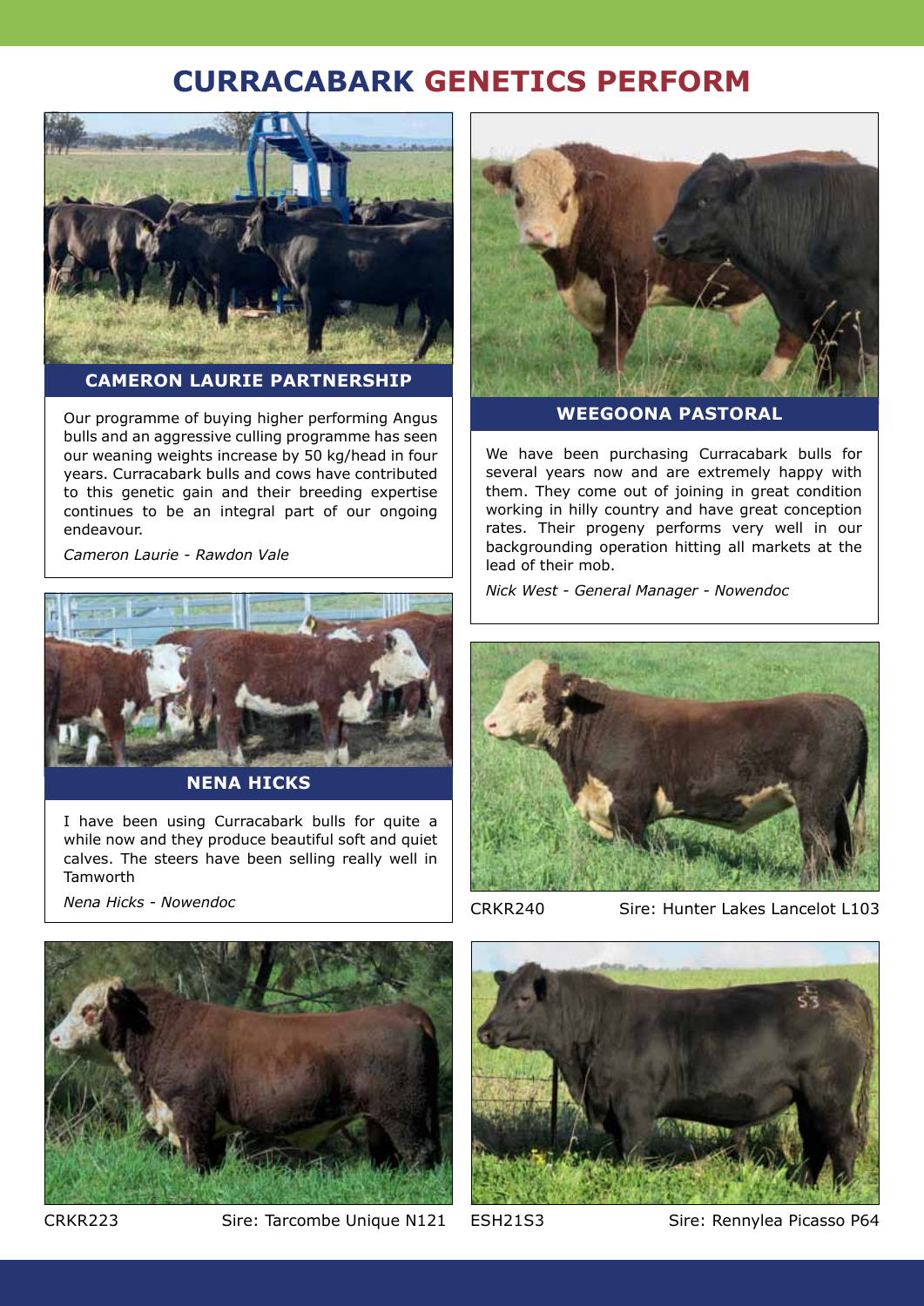# CURRACABARK GENETICS PERFORM

## CAMERON LAURIE PARTNERSHIP

Our programme of buying higher performing Angus bulls and an aggressive culling programme has seen our weaning weights increase by 50 kg/head in four years. Curracabark bulls and cows have contributed to this genetic gain and their breeding expertise continues to be an integral part of our ongoing endeavour.

*Cameron Laurie - Rawdon Vale*

## NENA HICKS

I have been using Curracabark bulls for quite a while now and they produce beautiful soft and quiet calves. The steers have been selling really well in Tamworth

*Nena Hicks - Nowendoc*

## WEEGOONA PASTORAL

We have been purchasing Curracabark bulls for several years now and are extremely happy with them. They come out of joining in great condition working in hilly country and have great conception rates. Their progeny performs very well in our backgrounding operation hitting all markets at the lead of their mob.

*Nick West - General Manager - Nowendoc*

CRKR240 Sire: Hunter Lakes Lancelot L103

CRKR223 Sire: Tarcombe Unique N121

ESH21S3 Sire: Rennylea Picasso P64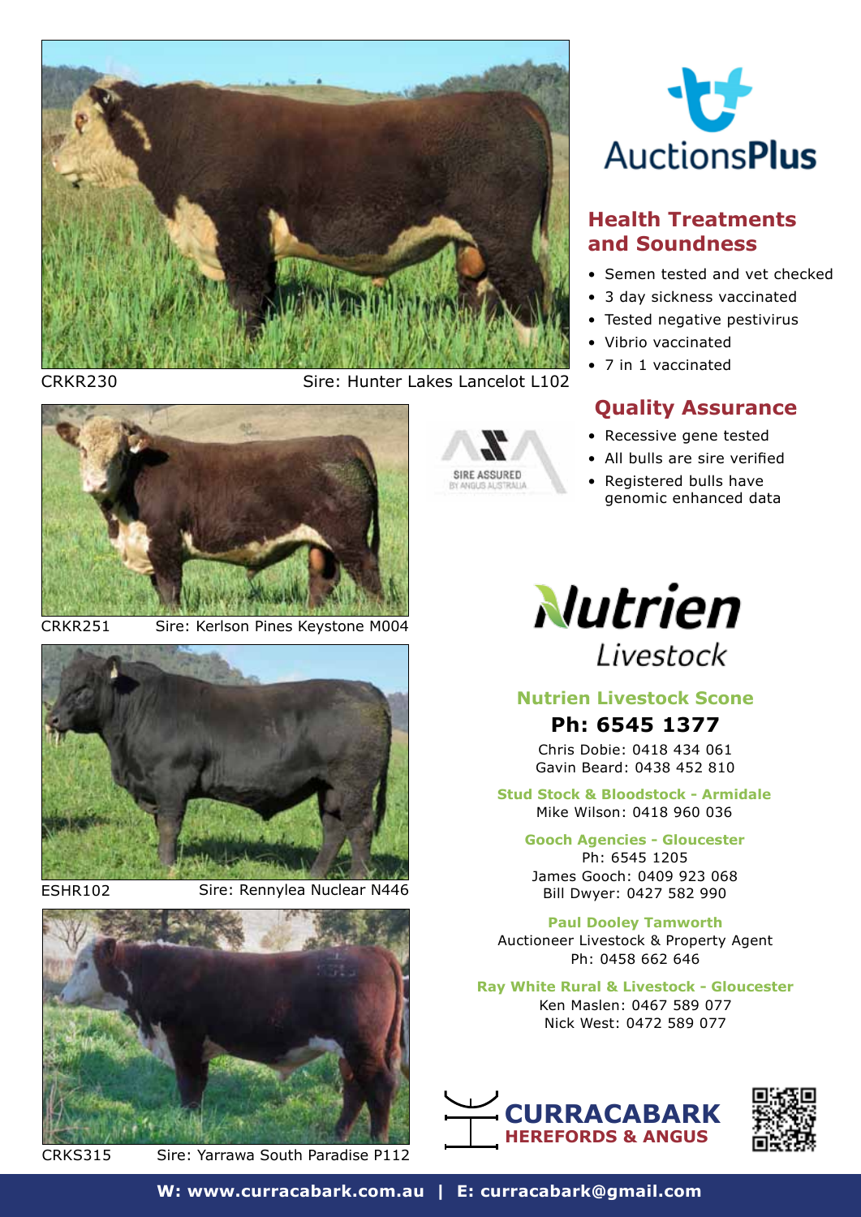CRKR230 Sire: Hunter Lakes Lancelot L102

CRKR251 Sire: Kerlson Pines Keystone M004

ESHR102 Sire: Rennylea Nuclear N446

CRKS315 Sire: Yarrawa South Paradise P112

AuctionsPlus

## Health Treatments and Soundness

- Semen tested and vet checked
- 3 day sickness vaccinated
- Tested negative pestivirus
- Vibrio vaccinated
- 7 in 1 vaccinated

## Quality Assurance

SIRE ASSURED BY ANGUS AUSTRALIA

- Recessive gene tested
- All bulls are sire verified
- Registered bulls have genomic enhanced data

Nutrien Livestock

**Nutrien Livestock Scone**

**Ph: 6545 1377**

Chris Dobie: 0418 434 061
Gavin Beard: 0438 452 810

**Stud Stock & Bloodstock - Armidale**

Mike Wilson: 0418 960 036

**Gooch Agencies - Gloucester**

Ph: 6545 1205
James Gooch: 0409 923 068
Bill Dwyer: 0427 582 990

**Paul Dooley Tamworth**

Auctioneer Livestock & Property Agent
Ph: 0458 662 646

**Ray White Rural & Livestock - Gloucester**

Ken Maslen: 0467 589 077
Nick West: 0472 589 077

**CURRACABARK HEREFORDS & ANGUS**

**W: www.curracabark.com.au | E: curracabark@gmail.com**